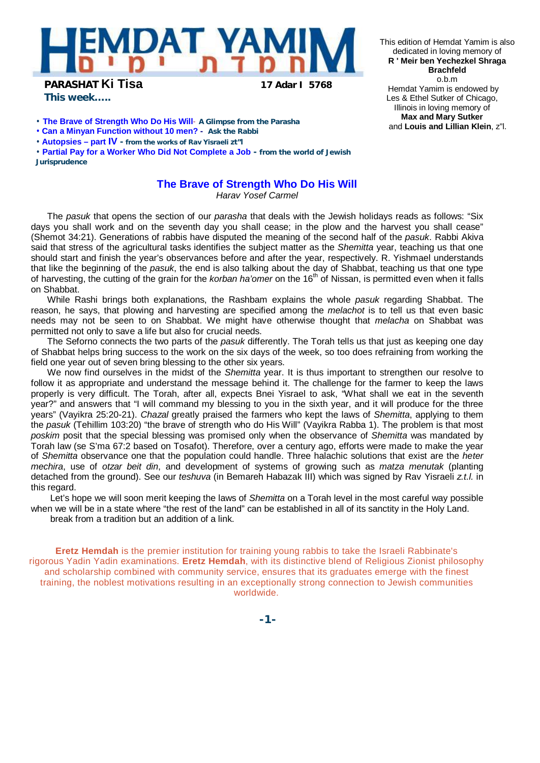# HEMDAT YAMIM חמדת ימים

**PARASHAT Ki Tisa** **17 Adar I 5768**

**This week…..**

- **The Brave of Strength Who Do His Will** - **A Glimpse from the Parasha**
- **Can a Minyan Function without 10 men?** - **Ask the Rabbi**
- **Autopsies – part IV** - **from the works of Rav Yisraeli zt"l**
- **Partial Pay for a Worker Who Did Not Complete a Job** - **from the world of Jewish Jurisprudence**

This edition of Hemdat Yamim is also dedicated in loving memory of
**R ' Meir ben Yechezkel Shraga Brachfeld**
o.b.m

Hemdat Yamim is endowed by Les & Ethel Sutker of Chicago, Illinois in loving memory of
**Max and Mary Sutker**
and **Louis and Lillian Klein**, z"l.

## The Brave of Strength Who Do His Will

*Harav Yosef Carmel*

The *pasuk* that opens the section of our *parasha* that deals with the Jewish holidays reads as follows: "Six days you shall work and on the seventh day you shall cease; in the plow and the harvest you shall cease" (Shemot 34:21). Generations of rabbis have disputed the meaning of the second half of the *pasuk*. Rabbi Akiva said that stress of the agricultural tasks identifies the subject matter as the *Shemitta* year, teaching us that one should start and finish the year's observances before and after the year, respectively. R. Yishmael understands that like the beginning of the *pasuk*, the end is also talking about the day of Shabbat, teaching us that one type of harvesting, the cutting of the grain for the *korban ha'omer* on the 16th of Nissan, is permitted even when it falls on Shabbat.

While Rashi brings both explanations, the Rashbam explains the whole *pasuk* regarding Shabbat. The reason, he says, that plowing and harvesting are specified among the *melachot* is to tell us that even basic needs may not be seen to on Shabbat. We might have otherwise thought that *melacha* on Shabbat was permitted not only to save a life but also for crucial needs.

The Seforno connects the two parts of the *pasuk* differently. The Torah tells us that just as keeping one day of Shabbat helps bring success to the work on the six days of the week, so too does refraining from working the field one year out of seven bring blessing to the other six years.

We now find ourselves in the midst of the *Shemitta* year. It is thus important to strengthen our resolve to follow it as appropriate and understand the message behind it. The challenge for the farmer to keep the laws properly is very difficult. The Torah, after all, expects Bnei Yisrael to ask, "What shall we eat in the seventh year?" and answers that "I will command my blessing to you in the sixth year, and it will produce for the three years" (Vayikra 25:20-21). *Chazal* greatly praised the farmers who kept the laws of *Shemitta*, applying to them the *pasuk* (Tehillim 103:20) "the brave of strength who do His Will" (Vayikra Rabba 1). The problem is that most *poskim* posit that the special blessing was promised only when the observance of *Shemitta* was mandated by Torah law (se S'ma 67:2 based on Tosafot). Therefore, over a century ago, efforts were made to make the year of *Shemitta* observance one that the population could handle. Three halachic solutions that exist are the *heter mechira*, use of *otzar beit din*, and development of systems of growing such as *matza menutak* (planting detached from the ground). See our *teshuva* (in Bemareh Habazak III) which was signed by Rav Yisraeli *z.t.l.* in this regard.

Let's hope we will soon merit keeping the laws of *Shemitta* on a Torah level in the most careful way possible when we will be in a state where "the rest of the land" can be established in all of its sanctity in the Holy Land.

break from a tradition but an addition of a link.

**Eretz Hemdah** is the premier institution for training young rabbis to take the Israeli Rabbinate's rigorous Yadin Yadin examinations. **Eretz Hemdah**, with its distinctive blend of Religious Zionist philosophy and scholarship combined with community service, ensures that its graduates emerge with the finest training, the noblest motivations resulting in an exceptionally strong connection to Jewish communities worldwide.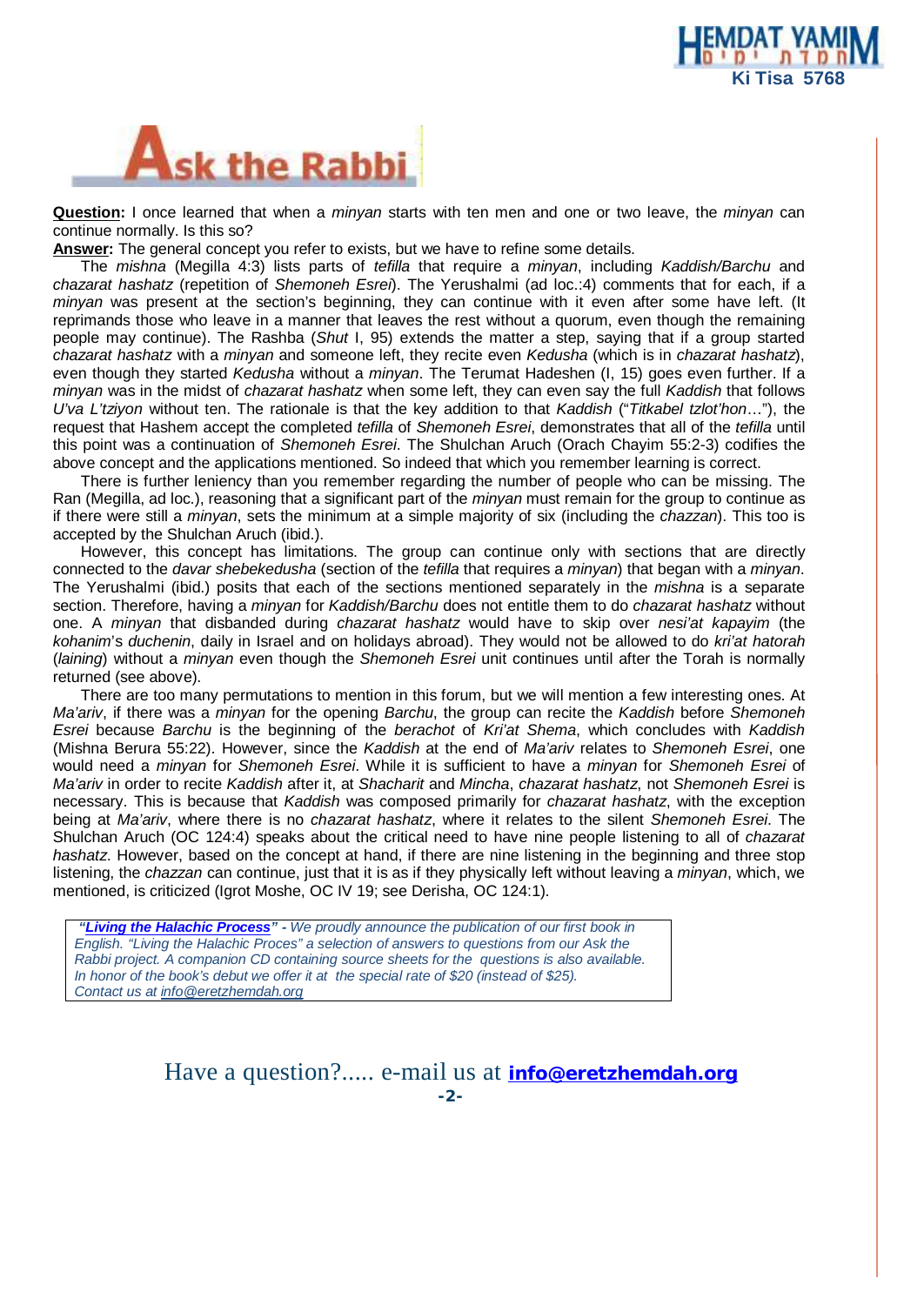# Ask the Rabbi

**Question:** I once learned that when a *minyan* starts with ten men and one or two leave, the *minyan* can continue normally. Is this so?

**Answer:** The general concept you refer to exists, but we have to refine some details.

The *mishna* (Megilla 4:3) lists parts of *tefilla* that require a *minyan*, including *Kaddish/Barchu* and *chazarat hashatz* (repetition of *Shemoneh Esrei*). The Yerushalmi (ad loc.:4) comments that for each, if a *minyan* was present at the section's beginning, they can continue with it even after some have left. (It reprimands those who leave in a manner that leaves the rest without a quorum, even though the remaining people may continue). The Rashba (*Shut* I, 95) extends the matter a step, saying that if a group started *chazarat hashatz* with a *minyan* and someone left, they recite even *Kedusha* (which is in *chazarat hashatz*), even though they started *Kedusha* without a *minyan*. The Terumat Hadeshen (I, 15) goes even further. If a *minyan* was in the midst of *chazarat hashatz* when some left, they can even say the full *Kaddish* that follows *U'va L'tziyon* without ten. The rationale is that the key addition to that *Kaddish* ("*Titkabel tzlot'hon*…"), the request that Hashem accept the completed *tefilla* of *Shemoneh Esrei*, demonstrates that all of the *tefilla* until this point was a continuation of *Shemoneh Esrei*. The Shulchan Aruch (Orach Chayim 55:2-3) codifies the above concept and the applications mentioned. So indeed that which you remember learning is correct.

There is further leniency than you remember regarding the number of people who can be missing. The Ran (Megilla, ad loc.), reasoning that a significant part of the *minyan* must remain for the group to continue as if there were still a *minyan*, sets the minimum at a simple majority of six (including the *chazzan*). This too is accepted by the Shulchan Aruch (ibid.).

However, this concept has limitations. The group can continue only with sections that are directly connected to the *davar shebekedusha* (section of the *tefilla* that requires a *minyan*) that began with a *minyan*. The Yerushalmi (ibid.) posits that each of the sections mentioned separately in the *mishna* is a separate section. Therefore, having a *minyan* for *Kaddish/Barchu* does not entitle them to do *chazarat hashatz* without one. A *minyan* that disbanded during *chazarat hashatz* would have to skip over *nesi'at kapayim* (the *kohanim*'s *duchenin*, daily in Israel and on holidays abroad). They would not be allowed to do *kri'at hatorah* (*laining*) without a *minyan* even though the *Shemoneh Esrei* unit continues until after the Torah is normally returned (see above).

There are too many permutations to mention in this forum, but we will mention a few interesting ones. At *Ma'ariv*, if there was a *minyan* for the opening *Barchu*, the group can recite the *Kaddish* before *Shemoneh Esrei* because *Barchu* is the beginning of the *berachot* of *Kri'at Shema*, which concludes with *Kaddish* (Mishna Berura 55:22). However, since the *Kaddish* at the end of *Ma'ariv* relates to *Shemoneh Esrei*, one would need a *minyan* for *Shemoneh Esrei*. While it is sufficient to have a *minyan* for *Shemoneh Esrei* of *Ma'ariv* in order to recite *Kaddish* after it, at *Shacharit* and *Mincha*, *chazarat hashatz*, not *Shemoneh Esrei* is necessary. This is because that *Kaddish* was composed primarily for *chazarat hashatz*, with the exception being at *Ma'ariv*, where there is no *chazarat hashatz*, where it relates to the silent *Shemoneh Esrei*. The Shulchan Aruch (OC 124:4) speaks about the critical need to have nine people listening to all of *chazarat hashatz*. However, based on the concept at hand, if there are nine listening in the beginning and three stop listening, the *chazzan* can continue, just that it is as if they physically left without leaving a *minyan*, which, we mentioned, is criticized (Igrot Moshe, OC IV 19; see Derisha, OC 124:1).

> ***"Living the Halachic Process"*** *- We proudly announce the publication of our first book in English. "Living the Halachic Proces" a selection of answers to questions from our Ask the Rabbi project. A companion CD containing source sheets for the questions is also available. In honor of the book's debut we offer it at the special rate of $20 (instead of $25). Contact us at info@eretzhemdah.org*

Have a question?..... e-mail us at **info@eretzhemdah.org**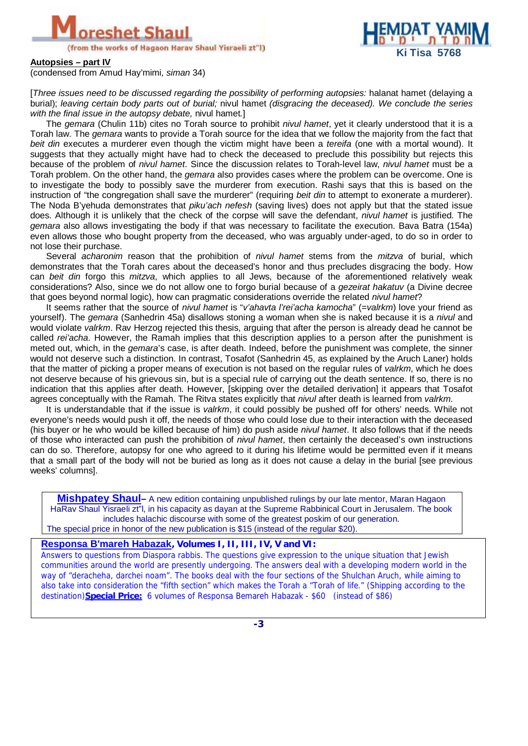**Autopsies – part IV**

(condensed from Amud Hay'mimi, *siman* 34)

[*Three issues need to be discussed regarding the possibility of performing autopsies:* halanat hamet (delaying a burial); *leaving certain body parts out of burial;* nivul hamet *(disgracing the deceased). We conclude the series with the final issue in the autopsy debate,* nivul hamet.]

The *gemara* (Chulin 11b) cites no Torah source to prohibit *nivul hamet*, yet it clearly understood that it is a Torah law. The *gemara* wants to provide a Torah source for the idea that we follow the majority from the fact that *beit din* executes a murderer even though the victim might have been a *tereifa* (one with a mortal wound). It suggests that they actually might have had to check the deceased to preclude this possibility but rejects this because of the problem of *nivul hamet*. Since the discussion relates to Torah-level law, *nivul hamet* must be a Torah problem. On the other hand, the *gemara* also provides cases where the problem can be overcome. One is to investigate the body to possibly save the murderer from execution. Rashi says that this is based on the instruction of "the congregation shall save the murderer" (requiring *beit din* to attempt to exonerate a murderer). The Noda B'yehuda demonstrates that *piku'ach nefesh* (saving lives) does not apply but that the stated issue does. Although it is unlikely that the check of the corpse will save the defendant, *nivul hamet* is justified. The *gemara* also allows investigating the body if that was necessary to facilitate the execution. Bava Batra (154a) even allows those who bought property from the deceased, who was arguably under-aged, to do so in order to not lose their purchase.

Several *acharonim* reason that the prohibition of *nivul hamet* stems from the *mitzva* of burial, which demonstrates that the Torah cares about the deceased's honor and thus precludes disgracing the body. How can *beit din* forgo this *mitzva*, which applies to all Jews, because of the aforementioned relatively weak considerations? Also, since we do not allow one to forgo burial because of a *gezeirat hakatuv* (a Divine decree that goes beyond normal logic), how can pragmatic considerations override the related *nivul hamet*?

It seems rather that the source of *nivul hamet* is "*v'ahavta l'rei'acha kamocha*" (=*valrkm*) love your friend as yourself). The *gemara* (Sanhedrin 45a) disallows stoning a woman when she is naked because it is a *nivul* and would violate *valrkm*. Rav Herzog rejected this thesis, arguing that after the person is already dead he cannot be called *rei'acha*. However, the Ramah implies that this description applies to a person after the punishment is meted out, which, in the *gemara*'s case, is after death. Indeed, before the punishment was complete, the sinner would not deserve such a distinction. In contrast, Tosafot (Sanhedrin 45, as explained by the Aruch Laner) holds that the matter of picking a proper means of execution is not based on the regular rules of *valrkm*, which he does not deserve because of his grievous sin, but is a special rule of carrying out the death sentence. If so, there is no indication that this applies after death. However, [skipping over the detailed derivation] it appears that Tosafot agrees conceptually with the Ramah. The Ritva states explicitly that *nivul* after death is learned from *valrkm*.

It is understandable that if the issue is *valrkm*, it could possibly be pushed off for others' needs. While not everyone's needs would push it off, the needs of those who could lose due to their interaction with the deceased (his buyer or he who would be killed because of him) do push aside *nivul hamet*. It also follows that if the needs of those who interacted can push the prohibition of *nivul hamet*, then certainly the deceased's own instructions can do so. Therefore, autopsy for one who agreed to it during his lifetime would be permitted even if it means that a small part of the body will not be buried as long as it does not cause a delay in the burial [see previous weeks' columns].

---

**Mishpatey Shaul**– A new edition containing unpublished rulings by our late mentor, Maran Hagaon HaRav Shaul Yisraeli zt"l, in his capacity as dayan at the Supreme Rabbinical Court in Jerusalem. The book includes halachic discourse with some of the greatest poskim of our generation.
The special price in honor of the new publication is $15 (instead of the regular $20).

---

**Responsa B'mareh Habazak, Volumes I, II, III, IV, V and VI:**
Answers to questions from Diaspora rabbis. The questions give expression to the unique situation that Jewish communities around the world are presently undergoing. The answers deal with a developing modern world in the way of "deracheha, darchei noam". The books deal with the four sections of the Shulchan Aruch, while aiming to also take into consideration the "fifth section" which makes the Torah a "Torah of life." (Shipping according to the destination) **Special Price:** 6 volumes of Responsa Bemareh Habazak - $60 (instead of $86)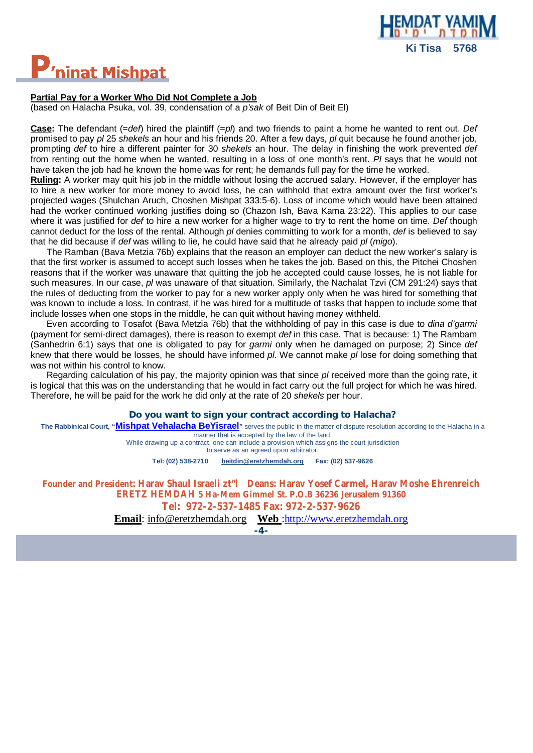# P'ninat Mishpat

**Partial Pay for a Worker Who Did Not Complete a Job**
(based on Halacha Psuka, vol. 39, condensation of a *p'sak* of Beit Din of Beit El)

**Case:** The defendant (=*def*) hired the plaintiff (=*pl*) and two friends to paint a home he wanted to rent out. *Def* promised to pay *pl* 25 *shekels* an hour and his friends 20. After a few days, *pl* quit because he found another job, prompting *def* to hire a different painter for 30 *shekels* an hour. The delay in finishing the work prevented *def* from renting out the home when he wanted, resulting in a loss of one month's rent. *Pl* says that he would not have taken the job had he known the home was for rent; he demands full pay for the time he worked.

**Ruling:** A worker may quit his job in the middle without losing the accrued salary. However, if the employer has to hire a new worker for more money to avoid loss, he can withhold that extra amount over the first worker's projected wages (Shulchan Aruch, Choshen Mishpat 333:5-6). Loss of income which would have been attained had the worker continued working justifies doing so (Chazon Ish, Bava Kama 23:22). This applies to our case where it was justified for *def* to hire a new worker for a higher wage to try to rent the home on time. *Def* though cannot deduct for the loss of the rental. Although *pl* denies committing to work for a month, *def* is believed to say that he did because if *def* was willing to lie, he could have said that he already paid *pl* (*migo*).

The Ramban (Bava Metzia 76b) explains that the reason an employer can deduct the new worker's salary is that the first worker is assumed to accept such losses when he takes the job. Based on this, the Pitchei Choshen reasons that if the worker was unaware that quitting the job he accepted could cause losses, he is not liable for such measures. In our case, *pl* was unaware of that situation. Similarly, the Nachalat Tzvi (CM 291:24) says that the rules of deducting from the worker to pay for a new worker apply only when he was hired for something that was known to include a loss. In contrast, if he was hired for a multitude of tasks that happen to include some that include losses when one stops in the middle, he can quit without having money withheld.

Even according to Tosafot (Bava Metzia 76b) that the withholding of pay in this case is due to *dina d'garmi* (payment for semi-direct damages), there is reason to exempt *def* in this case. That is because: 1) The Rambam (Sanhedrin 6:1) says that one is obligated to pay for *garmi* only when he damaged on purpose; 2) Since *def* knew that there would be losses, he should have informed *pl*. We cannot make *pl* lose for doing something that was not within his control to know.

Regarding calculation of his pay, the majority opinion was that since *pl* received more than the going rate, it is logical that this was on the understanding that he would in fact carry out the full project for which he was hired. Therefore, he will be paid for the work he did only at the rate of 20 *shekels* per hour.

**Do you want to sign your contract according to Halacha?**

The Rabbinical Court, "**Mishpat Vehalacha BeYisrael**" serves the public in the matter of dispute resolution according to the Halacha in a manner that is accepted by the law of the land.
While drawing up a contract, one can include a provision which assigns the court jurisdiction to serve as an agreed upon arbitrator.

**Tel: (02) 538-2710   beitdin@eretzhemdah.org   Fax: (02) 537-9626**

**Founder and President: Harav Shaul Israeli zt"l   Deans: Harav Yosef Carmel, Harav Moshe Ehrenreich**
**ERETZ HEMDAH 5 Ha-Mem Gimmel St. P.O.B 36236 Jerusalem 91360**
**Tel: 972-2-537-1485 Fax: 972-2-537-9626**
**Email**: info@eretzhemdah.org   **Web** :http://www.eretzhemdah.org